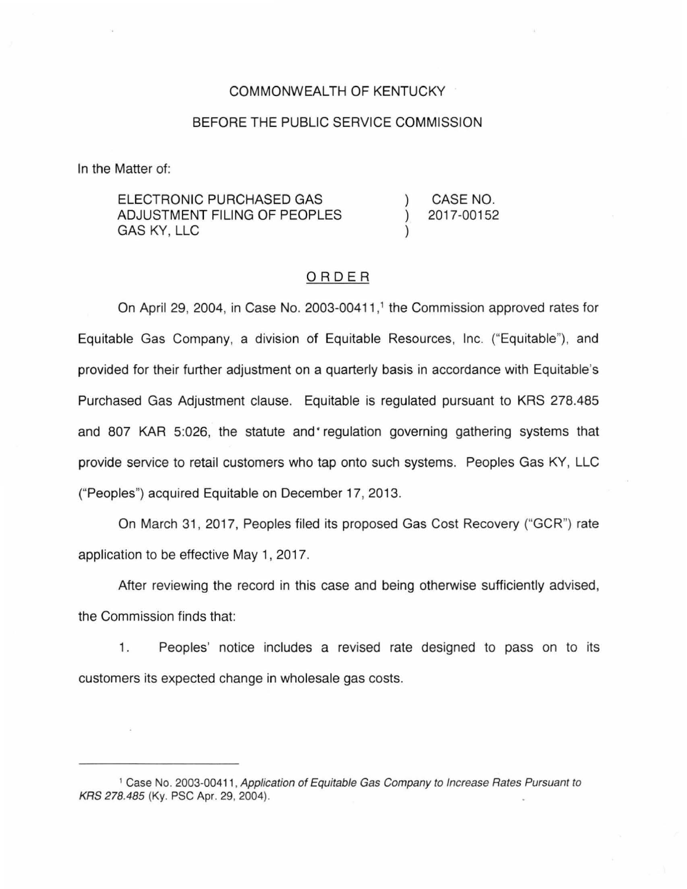COMMONWEALTH OF KENTUCKY

BEFORE THE PUBLIC SERVICE COMMISSION

In the Matter of:

| | | |
|---|---|---|
| ELECTRONIC PURCHASED GAS ADJUSTMENT FILING OF PEOPLES GAS KY, LLC | ) ) ) | CASE NO. 2017-00152 |

# ORDER

On April 29, 2004, in Case No. 2003-00411,[1] the Commission approved rates for Equitable Gas Company, a division of Equitable Resources, Inc. ("Equitable"), and provided for their further adjustment on a quarterly basis in accordance with Equitable's Purchased Gas Adjustment clause. Equitable is regulated pursuant to KRS 278.485 and 807 KAR 5:026, the statute and regulation governing gathering systems that provide service to retail customers who tap onto such systems. Peoples Gas KY, LLC ("Peoples") acquired Equitable on December 17, 2013.

On March 31, 2017, Peoples filed its proposed Gas Cost Recovery ("GCR") rate application to be effective May 1, 2017.

After reviewing the record in this case and being otherwise sufficiently advised, the Commission finds that:

1. Peoples' notice includes a revised rate designed to pass on to its customers its expected change in wholesale gas costs.

---

[1] Case No. 2003-00411, *Application of Equitable Gas Company to Increase Rates Pursuant to KRS 278.485* (Ky. PSC Apr. 29, 2004).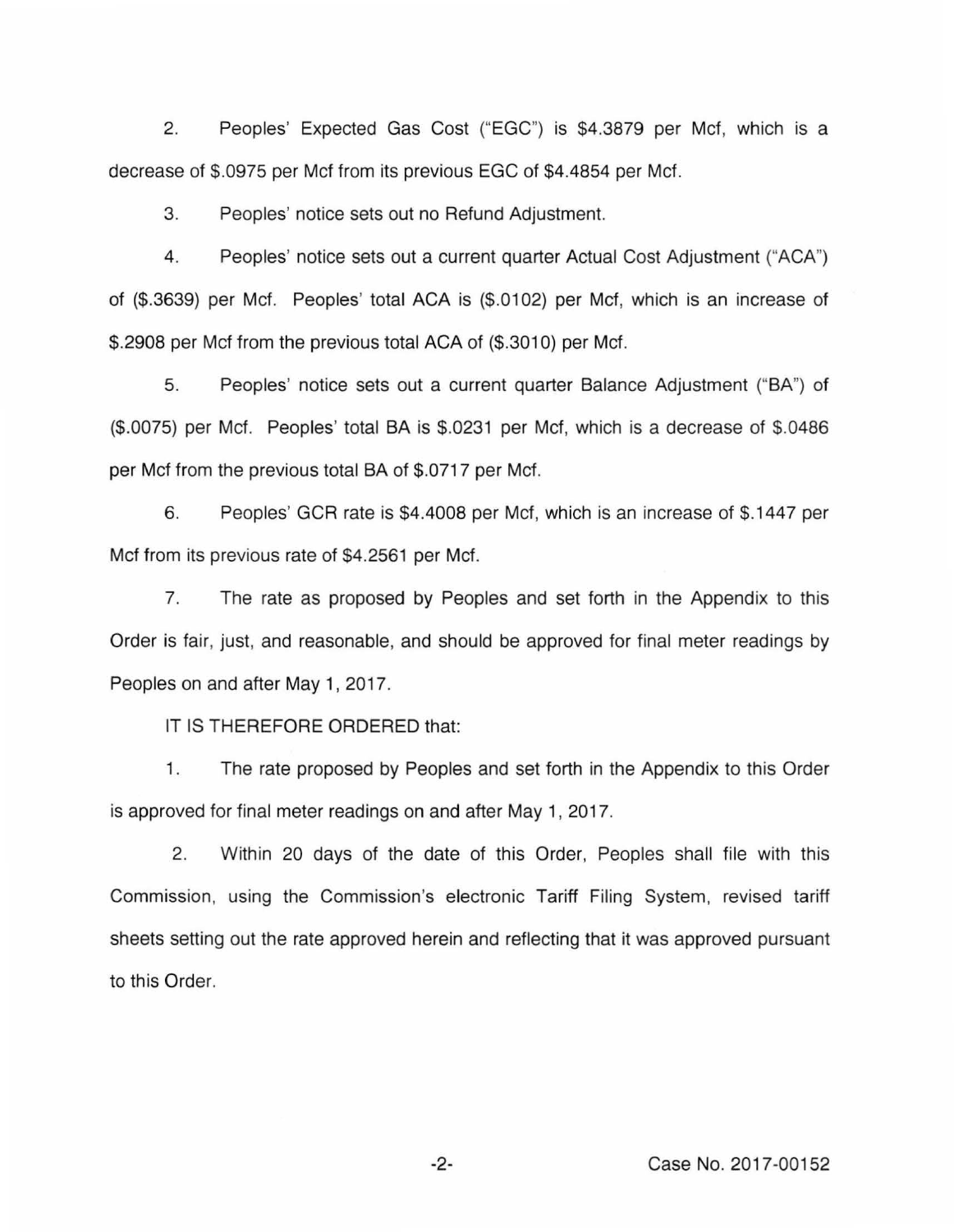2. Peoples' Expected Gas Cost ("EGC") is $4.3879 per Mcf, which is a decrease of $.0975 per Mcf from its previous EGC of $4.4854 per Mcf.

3. Peoples' notice sets out no Refund Adjustment.

4. Peoples' notice sets out a current quarter Actual Cost Adjustment ("ACA") of ($.3639) per Mcf. Peoples' total ACA is ($.0102) per Mcf, which is an increase of $.2908 per Mcf from the previous total ACA of ($.3010) per Mcf.

5. Peoples' notice sets out a current quarter Balance Adjustment ("BA") of ($.0075) per Mcf. Peoples' total BA is $.0231 per Mcf, which is a decrease of $.0486 per Mcf from the previous total BA of $.0717 per Mcf.

6. Peoples' GCR rate is $4.4008 per Mcf, which is an increase of $.1447 per Mcf from its previous rate of $4.2561 per Mcf.

7. The rate as proposed by Peoples and set forth in the Appendix to this Order is fair, just, and reasonable, and should be approved for final meter readings by Peoples on and after May 1, 2017.

IT IS THEREFORE ORDERED that:

1. The rate proposed by Peoples and set forth in the Appendix to this Order is approved for final meter readings on and after May 1, 2017.

2. Within 20 days of the date of this Order, Peoples shall file with this Commission, using the Commission's electronic Tariff Filing System, revised tariff sheets setting out the rate approved herein and reflecting that it was approved pursuant to this Order.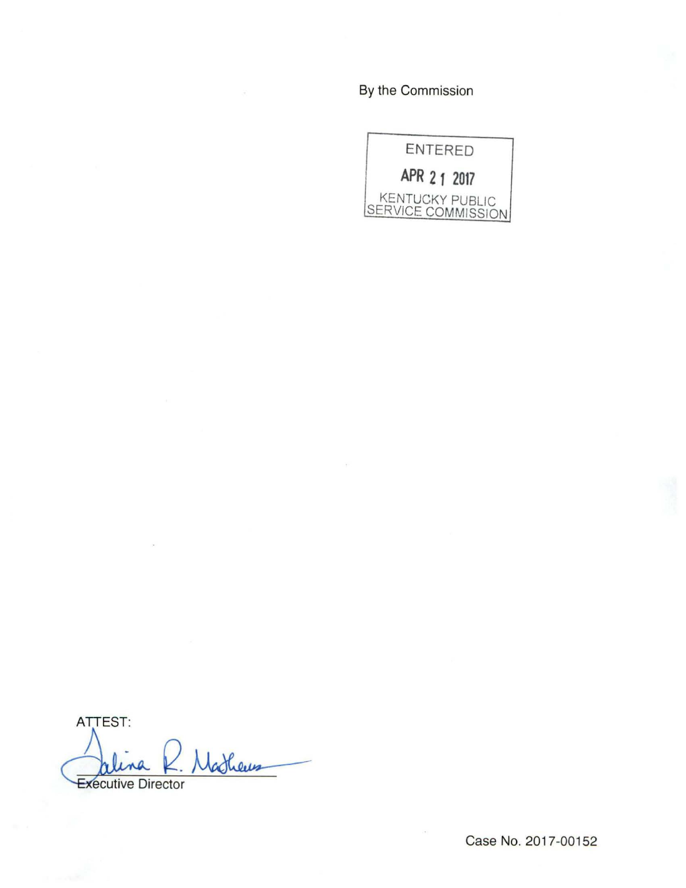By the Commission

ENTERED

APR 21 2017

KENTUCKY PUBLIC SERVICE COMMISSION

ATTEST:

Talina R. Mathews

Executive Director

Case No. 2017-00152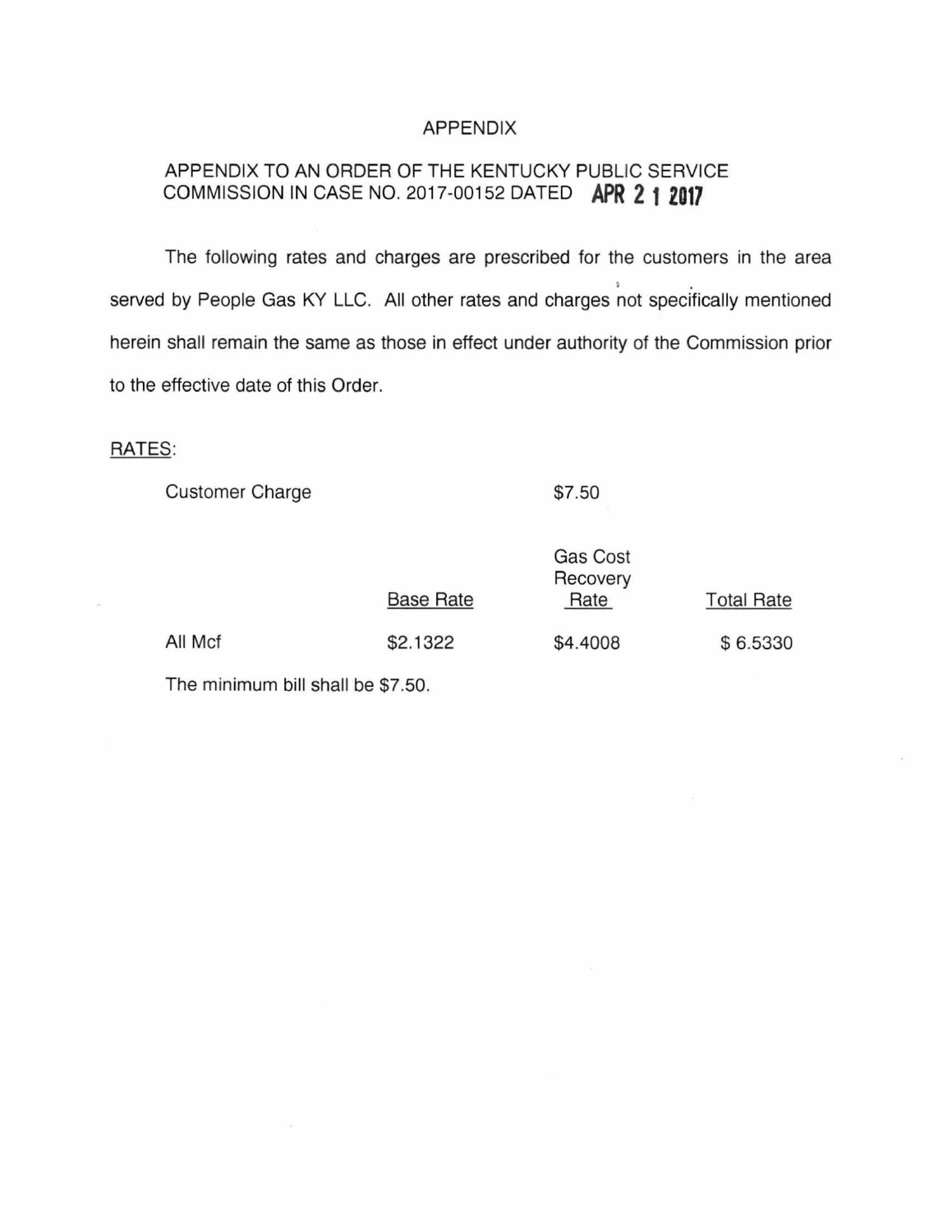# APPENDIX

## APPENDIX TO AN ORDER OF THE KENTUCKY PUBLIC SERVICE COMMISSION IN CASE NO. 2017-00152 DATED APR 21 2017

The following rates and charges are prescribed for the customers in the area served by People Gas KY LLC. All other rates and charges not specifically mentioned herein shall remain the same as those in effect under authority of the Commission prior to the effective date of this Order.

RATES:

Customer Charge $7.50

| | Base Rate | Gas Cost Recovery Rate | Total Rate |
|---|---|---|---|
| All Mcf | $2.1322 | $4.4008 | $ 6.5330 |

The minimum bill shall be $7.50.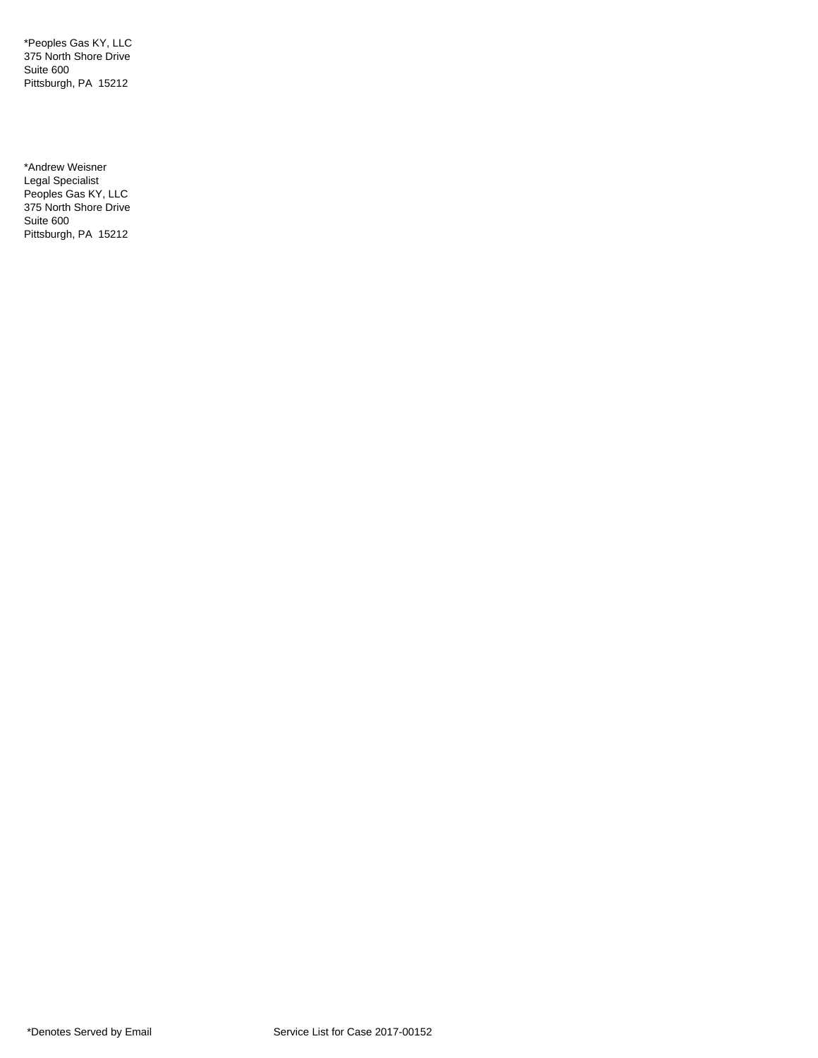*Peoples Gas KY, LLC
375 North Shore Drive
Suite 600
Pittsburgh, PA  15212

*Andrew Weisner
Legal Specialist
Peoples Gas KY, LLC
375 North Shore Drive
Suite 600
Pittsburgh, PA  15212

*Denotes Served by Email

Service List for Case 2017-00152